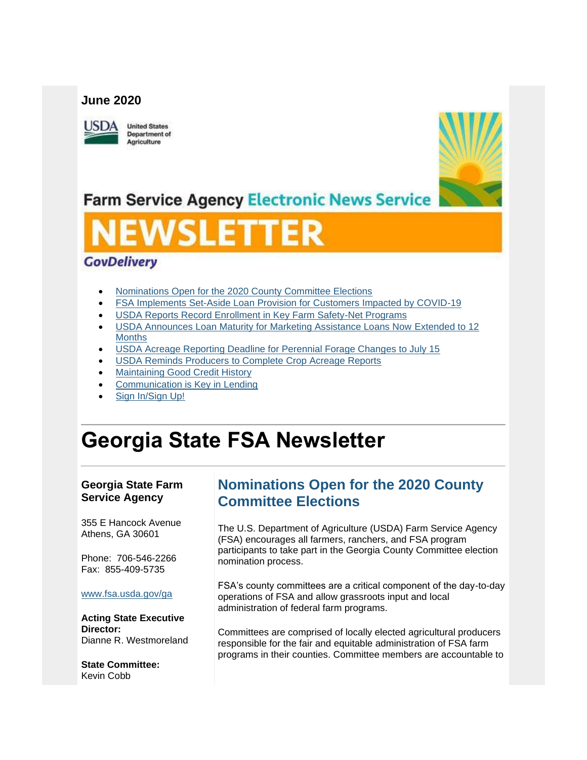**June 2020**

Farm Service Agency Electronic News Service

# NEWSLETTER

GovDelivery

- Nominations Open for the 2020 County Committee Elections
- FSA Implements Set-Aside Loan Provision for Customers Impacted by COVID-19
- USDA Reports Record Enrollment in Key Farm Safety-Net Programs
- USDA Announces Loan Maturity for Marketing Assistance Loans Now Extended to 12 Months
- USDA Acreage Reporting Deadline for Perennial Forage Changes to July 15
- USDA Reminds Producers to Complete Crop Acreage Reports
- Maintaining Good Credit History
- Communication is Key in Lending
- Sign In/Sign Up!

# Georgia State FSA Newsletter

**Georgia State Farm Service Agency**

355 E Hancock Avenue
Athens, GA 30601

Phone: 706-546-2266
Fax: 855-409-5735

www.fsa.usda.gov/ga

**Acting State Executive Director:**
Dianne R. Westmoreland

**State Committee:**
Kevin Cobb

## Nominations Open for the 2020 County Committee Elections

The U.S. Department of Agriculture (USDA) Farm Service Agency (FSA) encourages all farmers, ranchers, and FSA program participants to take part in the Georgia County Committee election nomination process.

FSA's county committees are a critical component of the day-to-day operations of FSA and allow grassroots input and local administration of federal farm programs.

Committees are comprised of locally elected agricultural producers responsible for the fair and equitable administration of FSA farm programs in their counties. Committee members are accountable to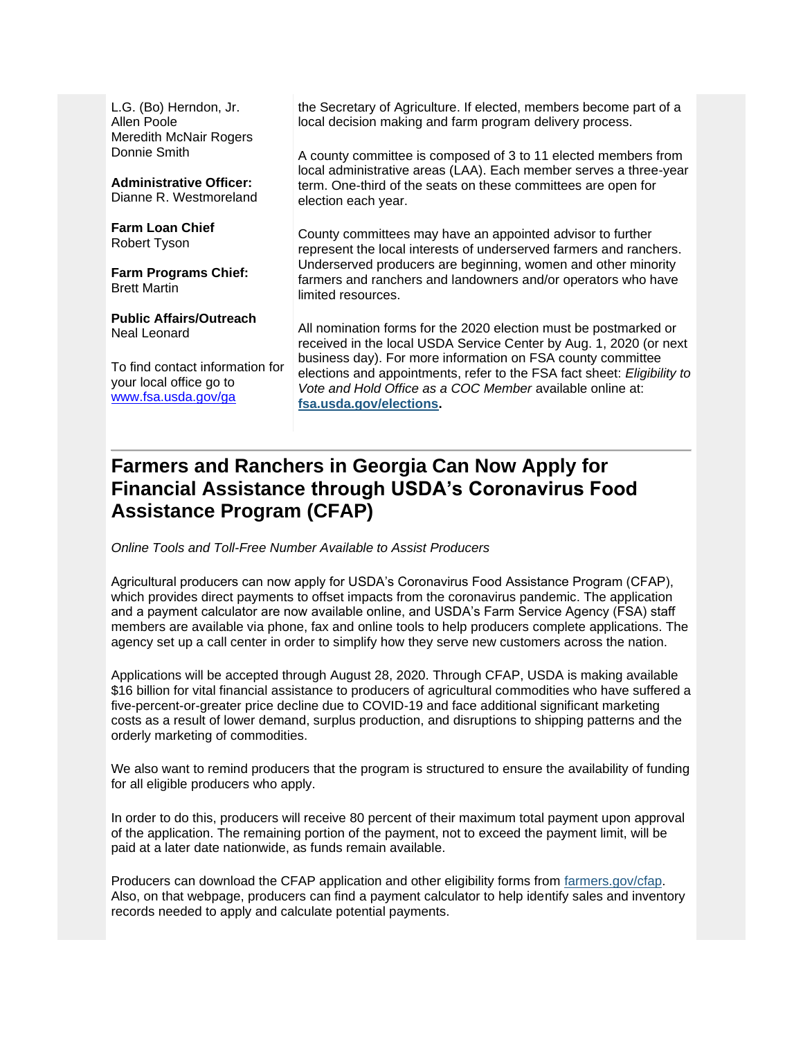L.G. (Bo) Herndon, Jr.
Allen Poole
Meredith McNair Rogers
Donnie Smith

**Administrative Officer:**
Dianne R. Westmoreland

**Farm Loan Chief**
Robert Tyson

**Farm Programs Chief:**
Brett Martin

**Public Affairs/Outreach**
Neal Leonard

To find contact information for your local office go to [www.fsa.usda.gov/ga](www.fsa.usda.gov/ga)

the Secretary of Agriculture. If elected, members become part of a local decision making and farm program delivery process.

A county committee is composed of 3 to 11 elected members from local administrative areas (LAA). Each member serves a three-year term. One-third of the seats on these committees are open for election each year.

County committees may have an appointed advisor to further represent the local interests of underserved farmers and ranchers. Underserved producers are beginning, women and other minority farmers and ranchers and landowners and/or operators who have limited resources.

All nomination forms for the 2020 election must be postmarked or received in the local USDA Service Center by Aug. 1, 2020 (or next business day). For more information on FSA county committee elections and appointments, refer to the FSA fact sheet: *Eligibility to Vote and Hold Office as a COC Member* available online at: **[fsa.usda.gov/elections](fsa.usda.gov/elections).**

---

## Farmers and Ranchers in Georgia Can Now Apply for Financial Assistance through USDA's Coronavirus Food Assistance Program (CFAP)

*Online Tools and Toll-Free Number Available to Assist Producers*

Agricultural producers can now apply for USDA's Coronavirus Food Assistance Program (CFAP), which provides direct payments to offset impacts from the coronavirus pandemic. The application and a payment calculator are now available online, and USDA's Farm Service Agency (FSA) staff members are available via phone, fax and online tools to help producers complete applications. The agency set up a call center in order to simplify how they serve new customers across the nation.

Applications will be accepted through August 28, 2020. Through CFAP, USDA is making available $16 billion for vital financial assistance to producers of agricultural commodities who have suffered a five-percent-or-greater price decline due to COVID-19 and face additional significant marketing costs as a result of lower demand, surplus production, and disruptions to shipping patterns and the orderly marketing of commodities.

We also want to remind producers that the program is structured to ensure the availability of funding for all eligible producers who apply.

In order to do this, producers will receive 80 percent of their maximum total payment upon approval of the application. The remaining portion of the payment, not to exceed the payment limit, will be paid at a later date nationwide, as funds remain available.

Producers can download the CFAP application and other eligibility forms from [farmers.gov/cfap](farmers.gov/cfap). Also, on that webpage, producers can find a payment calculator to help identify sales and inventory records needed to apply and calculate potential payments.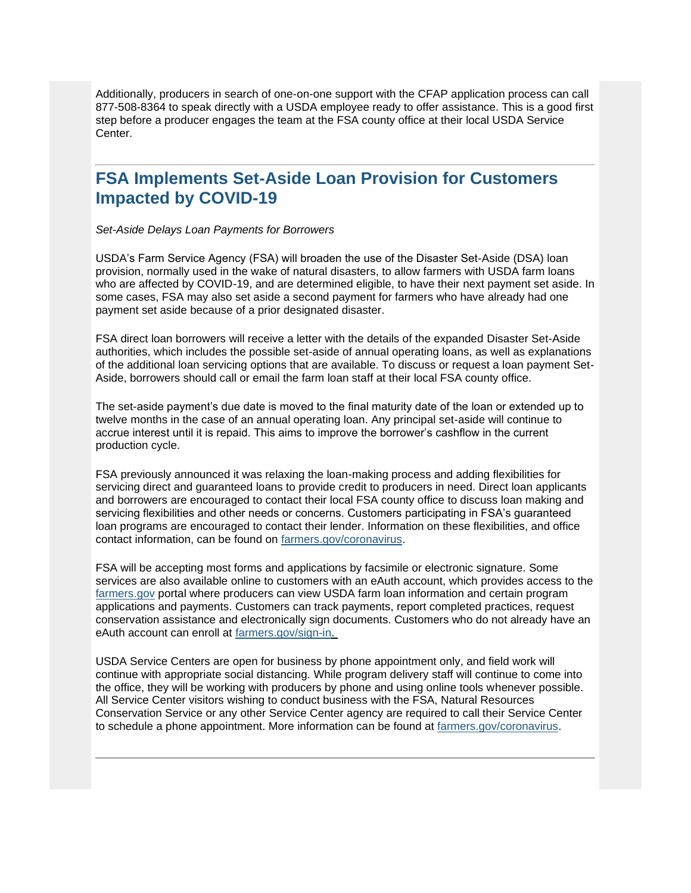Additionally, producers in search of one-on-one support with the CFAP application process can call 877-508-8364 to speak directly with a USDA employee ready to offer assistance. This is a good first step before a producer engages the team at the FSA county office at their local USDA Service Center.

---

## FSA Implements Set-Aside Loan Provision for Customers Impacted by COVID-19

*Set-Aside Delays Loan Payments for Borrowers*

USDA's Farm Service Agency (FSA) will broaden the use of the Disaster Set-Aside (DSA) loan provision, normally used in the wake of natural disasters, to allow farmers with USDA farm loans who are affected by COVID-19, and are determined eligible, to have their next payment set aside. In some cases, FSA may also set aside a second payment for farmers who have already had one payment set aside because of a prior designated disaster.

FSA direct loan borrowers will receive a letter with the details of the expanded Disaster Set-Aside authorities, which includes the possible set-aside of annual operating loans, as well as explanations of the additional loan servicing options that are available. To discuss or request a loan payment Set-Aside, borrowers should call or email the farm loan staff at their local FSA county office.

The set-aside payment's due date is moved to the final maturity date of the loan or extended up to twelve months in the case of an annual operating loan. Any principal set-aside will continue to accrue interest until it is repaid. This aims to improve the borrower's cashflow in the current production cycle.

FSA previously announced it was relaxing the loan-making process and adding flexibilities for servicing direct and guaranteed loans to provide credit to producers in need. Direct loan applicants and borrowers are encouraged to contact their local FSA county office to discuss loan making and servicing flexibilities and other needs or concerns. Customers participating in FSA's guaranteed loan programs are encouraged to contact their lender. Information on these flexibilities, and office contact information, can be found on [farmers.gov/coronavirus](farmers.gov/coronavirus).

FSA will be accepting most forms and applications by facsimile or electronic signature. Some services are also available online to customers with an eAuth account, which provides access to the [farmers.gov](farmers.gov) portal where producers can view USDA farm loan information and certain program applications and payments. Customers can track payments, report completed practices, request conservation assistance and electronically sign documents. Customers who do not already have an eAuth account can enroll at [farmers.gov/sign-in](farmers.gov/sign-in).

USDA Service Centers are open for business by phone appointment only, and field work will continue with appropriate social distancing. While program delivery staff will continue to come into the office, they will be working with producers by phone and using online tools whenever possible. All Service Center visitors wishing to conduct business with the FSA, Natural Resources Conservation Service or any other Service Center agency are required to call their Service Center to schedule a phone appointment. More information can be found at [farmers.gov/coronavirus](farmers.gov/coronavirus).

---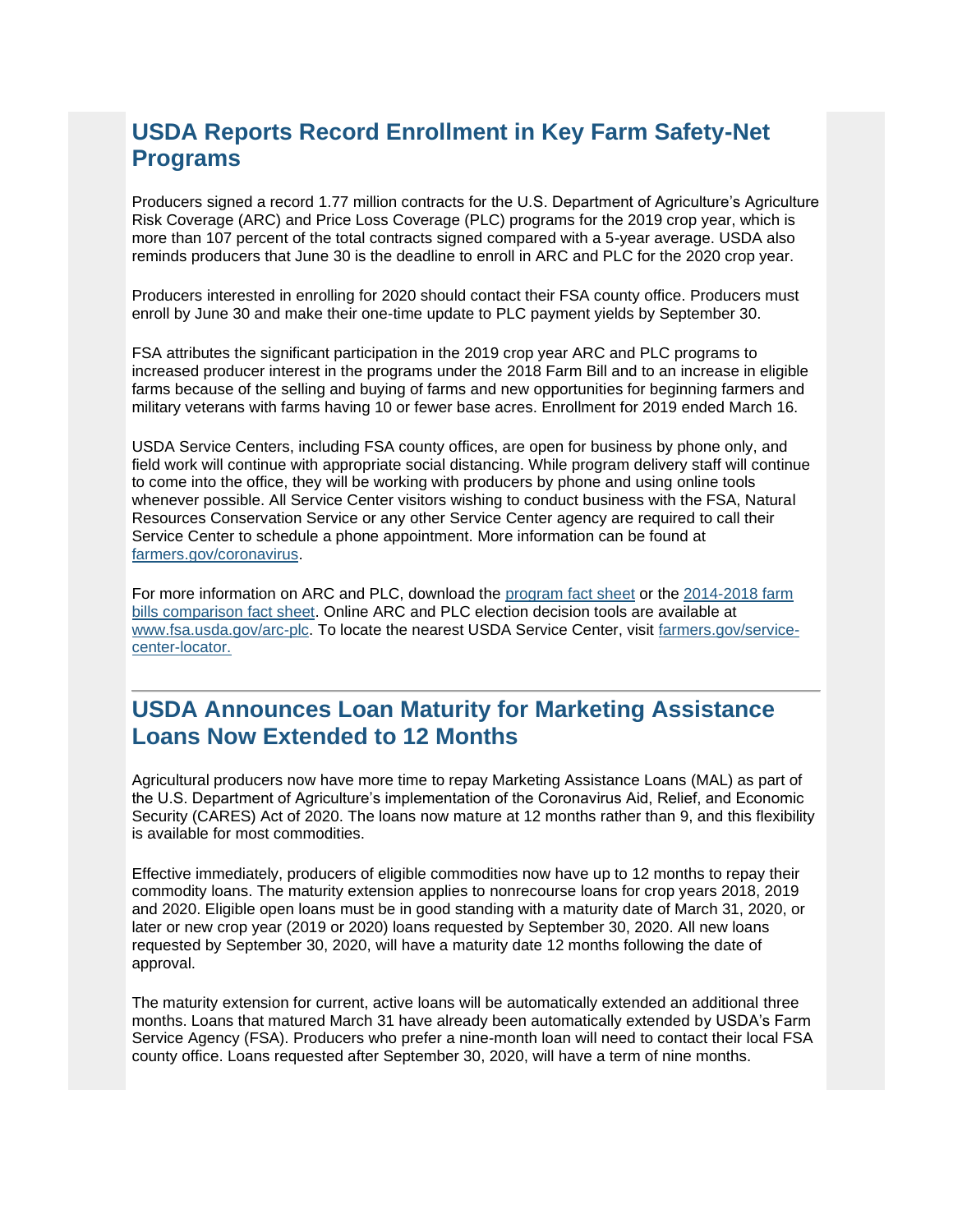## USDA Reports Record Enrollment in Key Farm Safety-Net Programs

Producers signed a record 1.77 million contracts for the U.S. Department of Agriculture's Agriculture Risk Coverage (ARC) and Price Loss Coverage (PLC) programs for the 2019 crop year, which is more than 107 percent of the total contracts signed compared with a 5-year average. USDA also reminds producers that June 30 is the deadline to enroll in ARC and PLC for the 2020 crop year.

Producers interested in enrolling for 2020 should contact their FSA county office. Producers must enroll by June 30 and make their one-time update to PLC payment yields by September 30.

FSA attributes the significant participation in the 2019 crop year ARC and PLC programs to increased producer interest in the programs under the 2018 Farm Bill and to an increase in eligible farms because of the selling and buying of farms and new opportunities for beginning farmers and military veterans with farms having 10 or fewer base acres. Enrollment for 2019 ended March 16.

USDA Service Centers, including FSA county offices, are open for business by phone only, and field work will continue with appropriate social distancing. While program delivery staff will continue to come into the office, they will be working with producers by phone and using online tools whenever possible. All Service Center visitors wishing to conduct business with the FSA, Natural Resources Conservation Service or any other Service Center agency are required to call their Service Center to schedule a phone appointment. More information can be found at farmers.gov/coronavirus.

For more information on ARC and PLC, download the program fact sheet or the 2014-2018 farm bills comparison fact sheet. Online ARC and PLC election decision tools are available at www.fsa.usda.gov/arc-plc. To locate the nearest USDA Service Center, visit farmers.gov/service-center-locator.

---

## USDA Announces Loan Maturity for Marketing Assistance Loans Now Extended to 12 Months

Agricultural producers now have more time to repay Marketing Assistance Loans (MAL) as part of the U.S. Department of Agriculture's implementation of the Coronavirus Aid, Relief, and Economic Security (CARES) Act of 2020. The loans now mature at 12 months rather than 9, and this flexibility is available for most commodities.

Effective immediately, producers of eligible commodities now have up to 12 months to repay their commodity loans. The maturity extension applies to nonrecourse loans for crop years 2018, 2019 and 2020. Eligible open loans must be in good standing with a maturity date of March 31, 2020, or later or new crop year (2019 or 2020) loans requested by September 30, 2020. All new loans requested by September 30, 2020, will have a maturity date 12 months following the date of approval.

The maturity extension for current, active loans will be automatically extended an additional three months. Loans that matured March 31 have already been automatically extended by USDA's Farm Service Agency (FSA). Producers who prefer a nine-month loan will need to contact their local FSA county office. Loans requested after September 30, 2020, will have a term of nine months.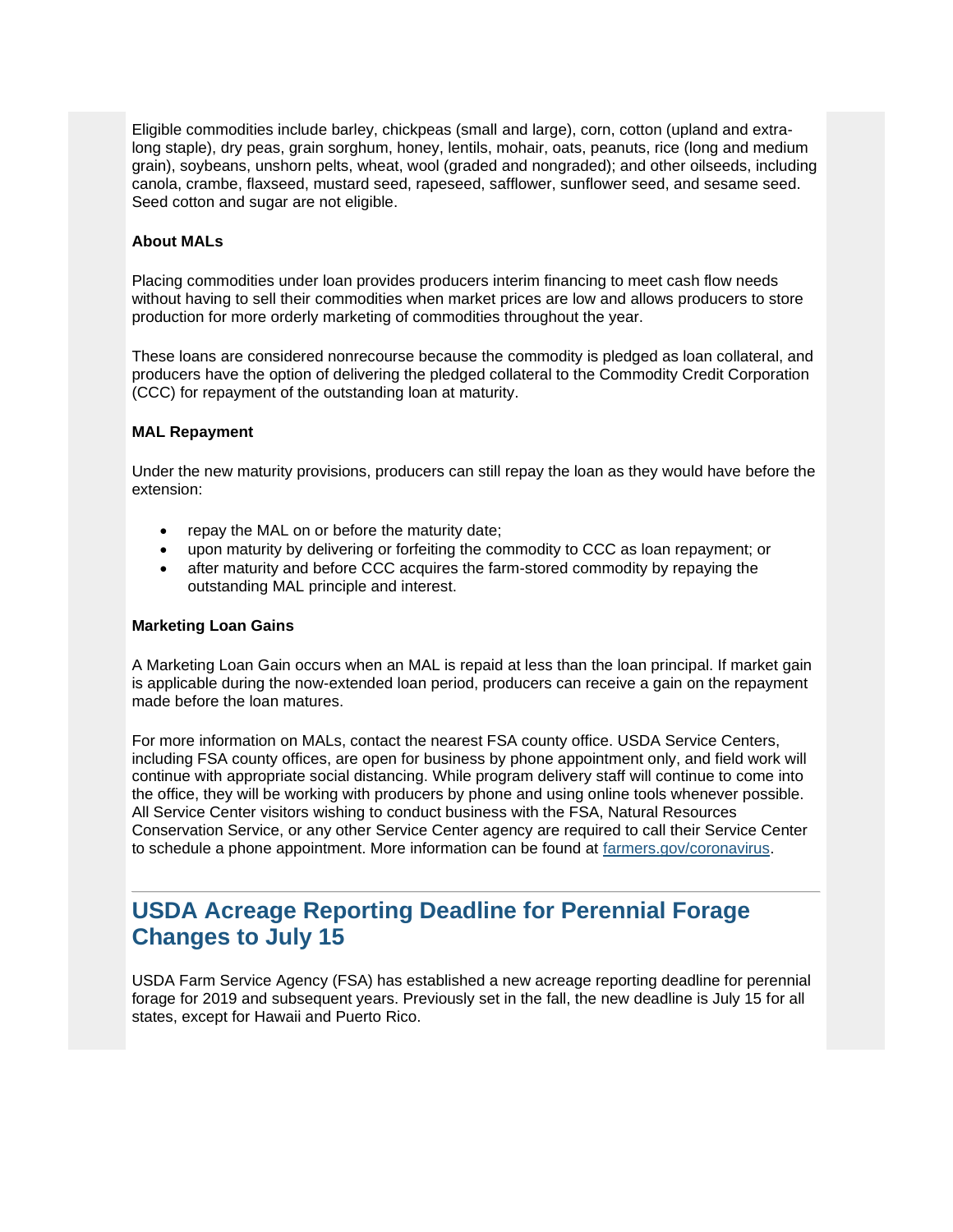Eligible commodities include barley, chickpeas (small and large), corn, cotton (upland and extra-long staple), dry peas, grain sorghum, honey, lentils, mohair, oats, peanuts, rice (long and medium grain), soybeans, unshorn pelts, wheat, wool (graded and nongraded); and other oilseeds, including canola, crambe, flaxseed, mustard seed, rapeseed, safflower, sunflower seed, and sesame seed. Seed cotton and sugar are not eligible.

**About MALs**

Placing commodities under loan provides producers interim financing to meet cash flow needs without having to sell their commodities when market prices are low and allows producers to store production for more orderly marketing of commodities throughout the year.

These loans are considered nonrecourse because the commodity is pledged as loan collateral, and producers have the option of delivering the pledged collateral to the Commodity Credit Corporation (CCC) for repayment of the outstanding loan at maturity.

**MAL Repayment**

Under the new maturity provisions, producers can still repay the loan as they would have before the extension:

- repay the MAL on or before the maturity date;
- upon maturity by delivering or forfeiting the commodity to CCC as loan repayment; or
- after maturity and before CCC acquires the farm-stored commodity by repaying the outstanding MAL principle and interest.

**Marketing Loan Gains**

A Marketing Loan Gain occurs when an MAL is repaid at less than the loan principal. If market gain is applicable during the now-extended loan period, producers can receive a gain on the repayment made before the loan matures.

For more information on MALs, contact the nearest FSA county office. USDA Service Centers, including FSA county offices, are open for business by phone appointment only, and field work will continue with appropriate social distancing. While program delivery staff will continue to come into the office, they will be working with producers by phone and using online tools whenever possible. All Service Center visitors wishing to conduct business with the FSA, Natural Resources Conservation Service, or any other Service Center agency are required to call their Service Center to schedule a phone appointment. More information can be found at [farmers.gov/coronavirus](farmers.gov/coronavirus).

---

## USDA Acreage Reporting Deadline for Perennial Forage Changes to July 15

USDA Farm Service Agency (FSA) has established a new acreage reporting deadline for perennial forage for 2019 and subsequent years. Previously set in the fall, the new deadline is July 15 for all states, except for Hawaii and Puerto Rico.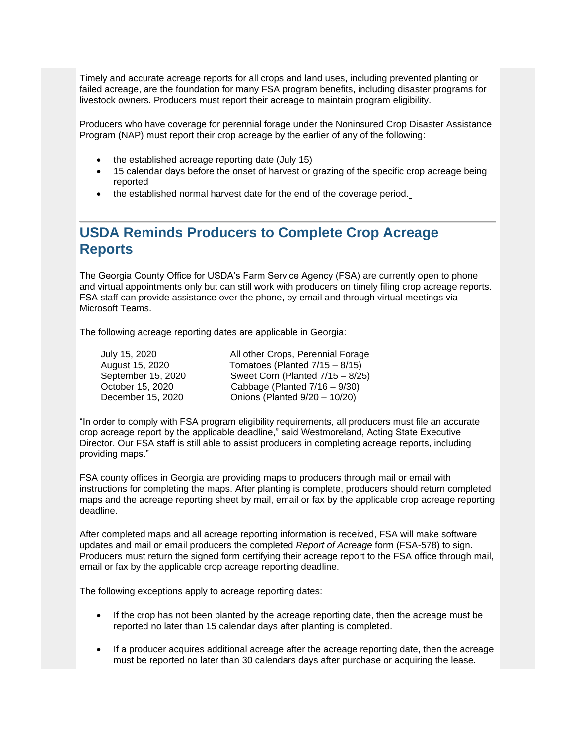Timely and accurate acreage reports for all crops and land uses, including prevented planting or failed acreage, are the foundation for many FSA program benefits, including disaster programs for livestock owners. Producers must report their acreage to maintain program eligibility.

Producers who have coverage for perennial forage under the Noninsured Crop Disaster Assistance Program (NAP) must report their crop acreage by the earlier of any of the following:

- the established acreage reporting date (July 15)
- 15 calendar days before the onset of harvest or grazing of the specific crop acreage being reported
- the established normal harvest date for the end of the coverage period.

---

## USDA Reminds Producers to Complete Crop Acreage Reports

The Georgia County Office for USDA's Farm Service Agency (FSA) are currently open to phone and virtual appointments only but can still work with producers on timely filing crop acreage reports. FSA staff can provide assistance over the phone, by email and through virtual meetings via Microsoft Teams.

The following acreage reporting dates are applicable in Georgia:

| | |
|---|---|
| July 15, 2020 | All other Crops, Perennial Forage |
| August 15, 2020 | Tomatoes (Planted 7/15 – 8/15) |
| September 15, 2020 | Sweet Corn (Planted 7/15 – 8/25) |
| October 15, 2020 | Cabbage (Planted 7/16 – 9/30) |
| December 15, 2020 | Onions (Planted 9/20 – 10/20) |

"In order to comply with FSA program eligibility requirements, all producers must file an accurate crop acreage report by the applicable deadline," said Westmoreland, Acting State Executive Director. Our FSA staff is still able to assist producers in completing acreage reports, including providing maps."

FSA county offices in Georgia are providing maps to producers through mail or email with instructions for completing the maps. After planting is complete, producers should return completed maps and the acreage reporting sheet by mail, email or fax by the applicable crop acreage reporting deadline.

After completed maps and all acreage reporting information is received, FSA will make software updates and mail or email producers the completed *Report of Acreage* form (FSA-578) to sign. Producers must return the signed form certifying their acreage report to the FSA office through mail, email or fax by the applicable crop acreage reporting deadline.

The following exceptions apply to acreage reporting dates:

- If the crop has not been planted by the acreage reporting date, then the acreage must be reported no later than 15 calendar days after planting is completed.
- If a producer acquires additional acreage after the acreage reporting date, then the acreage must be reported no later than 30 calendars days after purchase or acquiring the lease.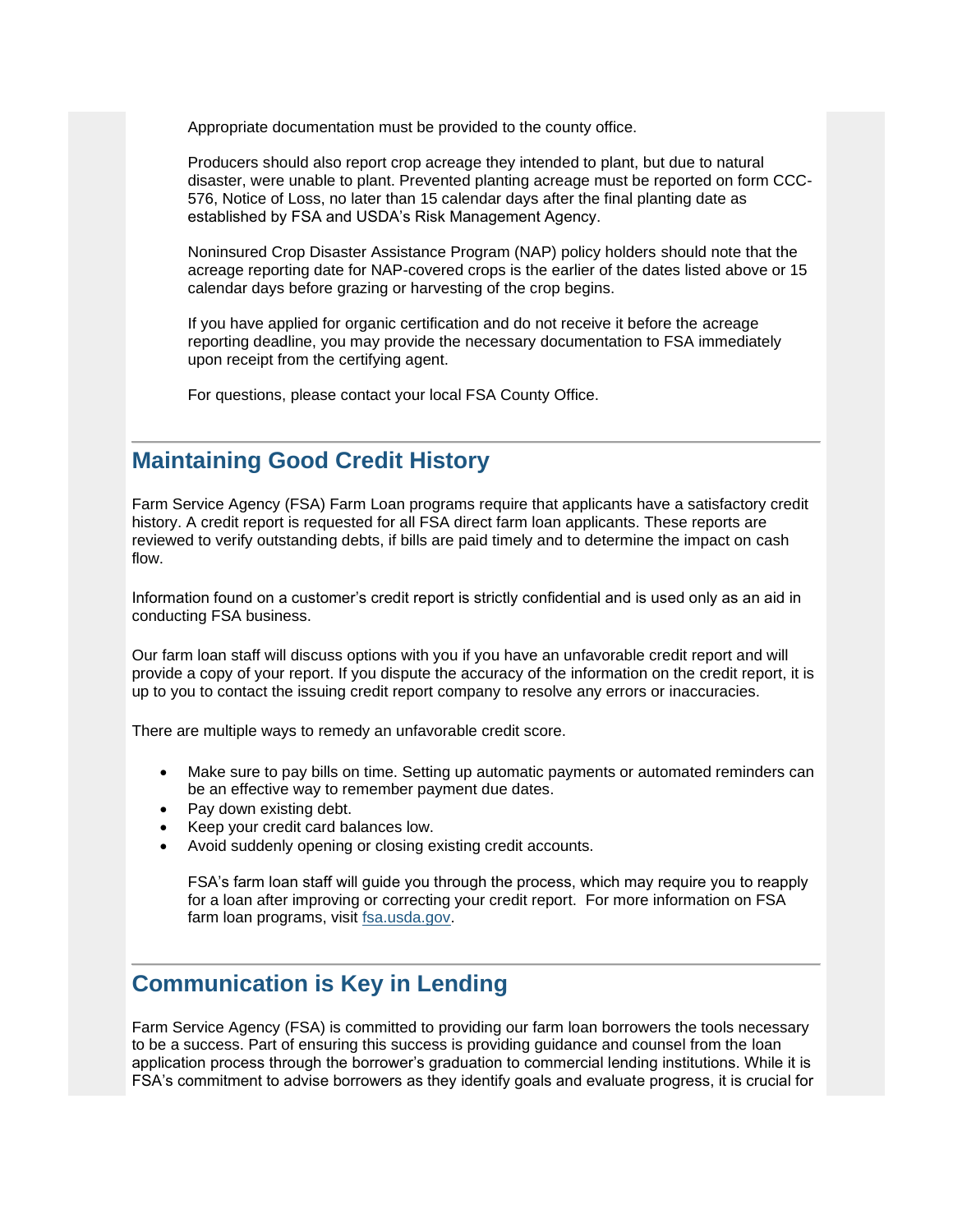Appropriate documentation must be provided to the county office.

Producers should also report crop acreage they intended to plant, but due to natural disaster, were unable to plant. Prevented planting acreage must be reported on form CCC-576, Notice of Loss, no later than 15 calendar days after the final planting date as established by FSA and USDA's Risk Management Agency.

Noninsured Crop Disaster Assistance Program (NAP) policy holders should note that the acreage reporting date for NAP-covered crops is the earlier of the dates listed above or 15 calendar days before grazing or harvesting of the crop begins.

If you have applied for organic certification and do not receive it before the acreage reporting deadline, you may provide the necessary documentation to FSA immediately upon receipt from the certifying agent.

For questions, please contact your local FSA County Office.

---

## Maintaining Good Credit History

Farm Service Agency (FSA) Farm Loan programs require that applicants have a satisfactory credit history. A credit report is requested for all FSA direct farm loan applicants. These reports are reviewed to verify outstanding debts, if bills are paid timely and to determine the impact on cash flow.

Information found on a customer's credit report is strictly confidential and is used only as an aid in conducting FSA business.

Our farm loan staff will discuss options with you if you have an unfavorable credit report and will provide a copy of your report. If you dispute the accuracy of the information on the credit report, it is up to you to contact the issuing credit report company to resolve any errors or inaccuracies.

There are multiple ways to remedy an unfavorable credit score.

- Make sure to pay bills on time. Setting up automatic payments or automated reminders can be an effective way to remember payment due dates.
- Pay down existing debt.
- Keep your credit card balances low.
- Avoid suddenly opening or closing existing credit accounts.

FSA's farm loan staff will guide you through the process, which may require you to reapply for a loan after improving or correcting your credit report. For more information on FSA farm loan programs, visit [fsa.usda.gov](fsa.usda.gov).

---

## Communication is Key in Lending

Farm Service Agency (FSA) is committed to providing our farm loan borrowers the tools necessary to be a success. Part of ensuring this success is providing guidance and counsel from the loan application process through the borrower's graduation to commercial lending institutions. While it is FSA's commitment to advise borrowers as they identify goals and evaluate progress, it is crucial for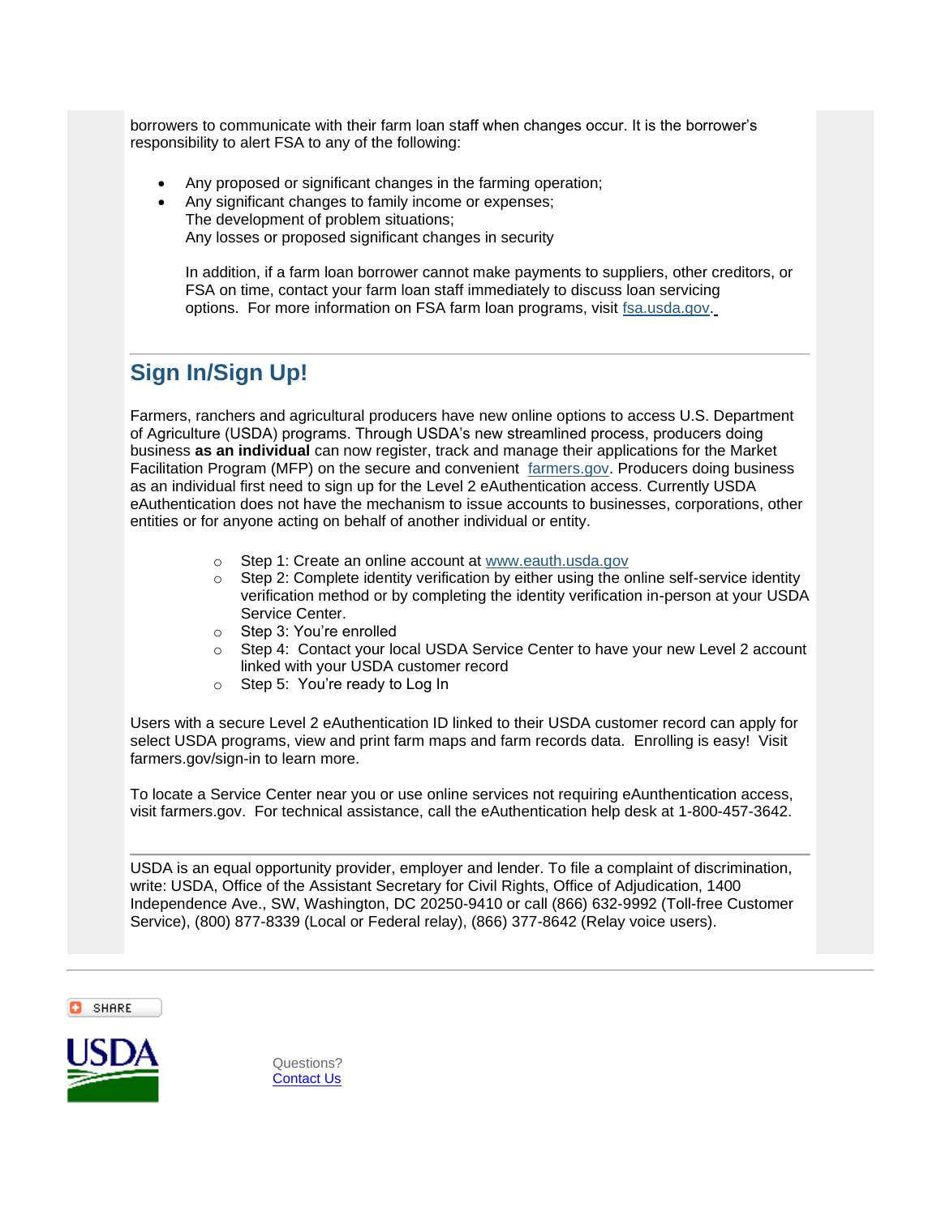borrowers to communicate with their farm loan staff when changes occur. It is the borrower's responsibility to alert FSA to any of the following:

- Any proposed or significant changes in the farming operation;
- Any significant changes to family income or expenses;
  The development of problem situations;
  Any losses or proposed significant changes in security

  In addition, if a farm loan borrower cannot make payments to suppliers, other creditors, or FSA on time, contact your farm loan staff immediately to discuss loan servicing options. For more information on FSA farm loan programs, visit fsa.usda.gov.

---

## Sign In/Sign Up!

Farmers, ranchers and agricultural producers have new online options to access U.S. Department of Agriculture (USDA) programs. Through USDA's new streamlined process, producers doing business **as an individual** can now register, track and manage their applications for the Market Facilitation Program (MFP) on the secure and convenient farmers.gov. Producers doing business as an individual first need to sign up for the Level 2 eAuthentication access. Currently USDA eAuthentication does not have the mechanism to issue accounts to businesses, corporations, other entities or for anyone acting on behalf of another individual or entity.

- Step 1: Create an online account at www.eauth.usda.gov
- Step 2: Complete identity verification by either using the online self-service identity verification method or by completing the identity verification in-person at your USDA Service Center.
- Step 3: You're enrolled
- Step 4: Contact your local USDA Service Center to have your new Level 2 account linked with your USDA customer record
- Step 5: You're ready to Log In

Users with a secure Level 2 eAuthentication ID linked to their USDA customer record can apply for select USDA programs, view and print farm maps and farm records data. Enrolling is easy! Visit farmers.gov/sign-in to learn more.

To locate a Service Center near you or use online services not requiring eAunthentication access, visit farmers.gov. For technical assistance, call the eAuthentication help desk at 1-800-457-3642.

---

USDA is an equal opportunity provider, employer and lender. To file a complaint of discrimination, write: USDA, Office of the Assistant Secretary for Civil Rights, Office of Adjudication, 1400 Independence Ave., SW, Washington, DC 20250-9410 or call (866) 632-9992 (Toll-free Customer Service), (800) 877-8339 (Local or Federal relay), (866) 377-8642 (Relay voice users).

---

SHARE

USDA

Questions?
Contact Us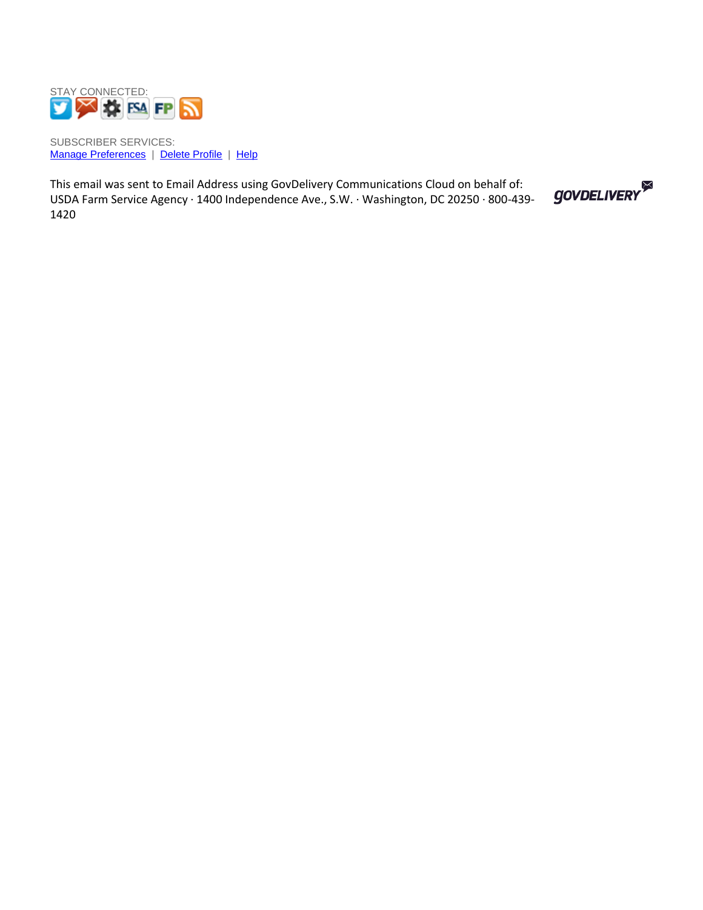STAY CONNECTED:

SUBSCRIBER SERVICES:
Manage Preferences | Delete Profile | Help

This email was sent to Email Address using GovDelivery Communications Cloud on behalf of: USDA Farm Service Agency · 1400 Independence Ave., S.W. · Washington, DC 20250 · 800-439-1420